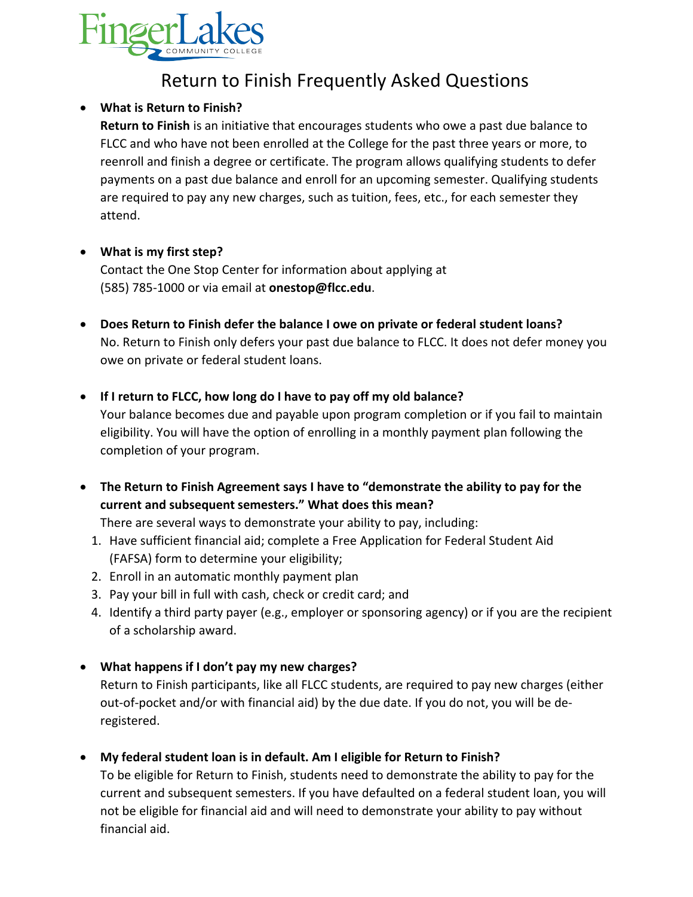FingerLakes COMMUNITY COLLEGE

# Return to Finish Frequently Asked Questions

- **What is Return to Finish?**
  **Return to Finish** is an initiative that encourages students who owe a past due balance to FLCC and who have not been enrolled at the College for the past three years or more, to reenroll and finish a degree or certificate. The program allows qualifying students to defer payments on a past due balance and enroll for an upcoming semester. Qualifying students are required to pay any new charges, such as tuition, fees, etc., for each semester they attend.

- **What is my first step?**
  Contact the One Stop Center for information about applying at (585) 785-1000 or via email at **onestop@flcc.edu**.

- **Does Return to Finish defer the balance I owe on private or federal student loans?**
  No. Return to Finish only defers your past due balance to FLCC. It does not defer money you owe on private or federal student loans.

- **If I return to FLCC, how long do I have to pay off my old balance?**
  Your balance becomes due and payable upon program completion or if you fail to maintain eligibility. You will have the option of enrolling in a monthly payment plan following the completion of your program.

- **The Return to Finish Agreement says I have to "demonstrate the ability to pay for the current and subsequent semesters." What does this mean?**
  There are several ways to demonstrate your ability to pay, including:
  1. Have sufficient financial aid; complete a Free Application for Federal Student Aid (FAFSA) form to determine your eligibility;
  2. Enroll in an automatic monthly payment plan
  3. Pay your bill in full with cash, check or credit card; and
  4. Identify a third party payer (e.g., employer or sponsoring agency) or if you are the recipient of a scholarship award.

- **What happens if I don't pay my new charges?**
  Return to Finish participants, like all FLCC students, are required to pay new charges (either out-of-pocket and/or with financial aid) by the due date. If you do not, you will be de-registered.

- **My federal student loan is in default. Am I eligible for Return to Finish?**
  To be eligible for Return to Finish, students need to demonstrate the ability to pay for the current and subsequent semesters. If you have defaulted on a federal student loan, you will not be eligible for financial aid and will need to demonstrate your ability to pay without financial aid.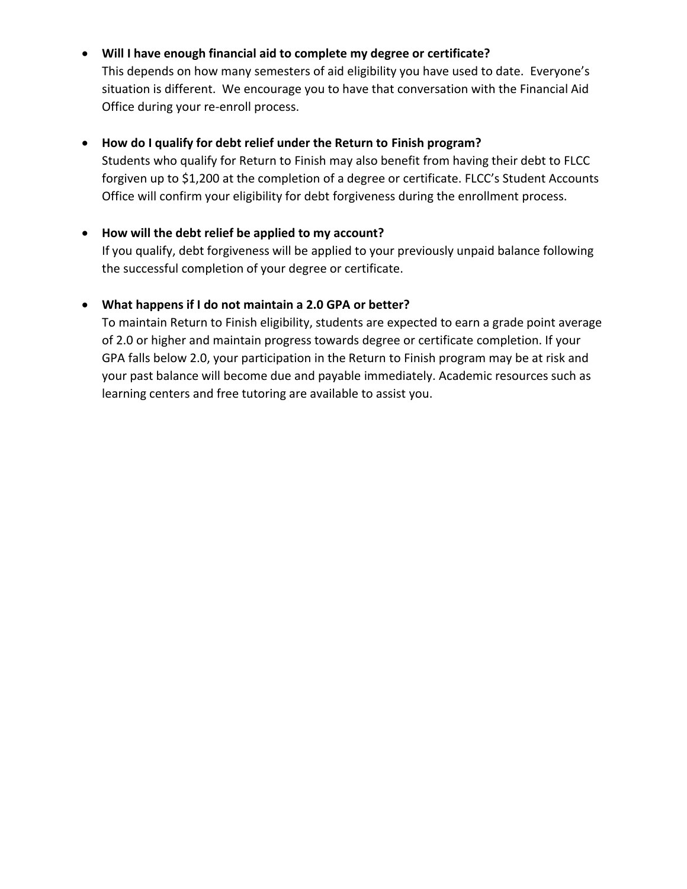- **Will I have enough financial aid to complete my degree or certificate?**
  This depends on how many semesters of aid eligibility you have used to date. Everyone's situation is different. We encourage you to have that conversation with the Financial Aid Office during your re-enroll process.

- **How do I qualify for debt relief under the Return to Finish program?**
  Students who qualify for Return to Finish may also benefit from having their debt to FLCC forgiven up to $1,200 at the completion of a degree or certificate. FLCC's Student Accounts Office will confirm your eligibility for debt forgiveness during the enrollment process.

- **How will the debt relief be applied to my account?**
  If you qualify, debt forgiveness will be applied to your previously unpaid balance following the successful completion of your degree or certificate.

- **What happens if I do not maintain a 2.0 GPA or better?**
  To maintain Return to Finish eligibility, students are expected to earn a grade point average of 2.0 or higher and maintain progress towards degree or certificate completion. If your GPA falls below 2.0, your participation in the Return to Finish program may be at risk and your past balance will become due and payable immediately. Academic resources such as learning centers and free tutoring are available to assist you.